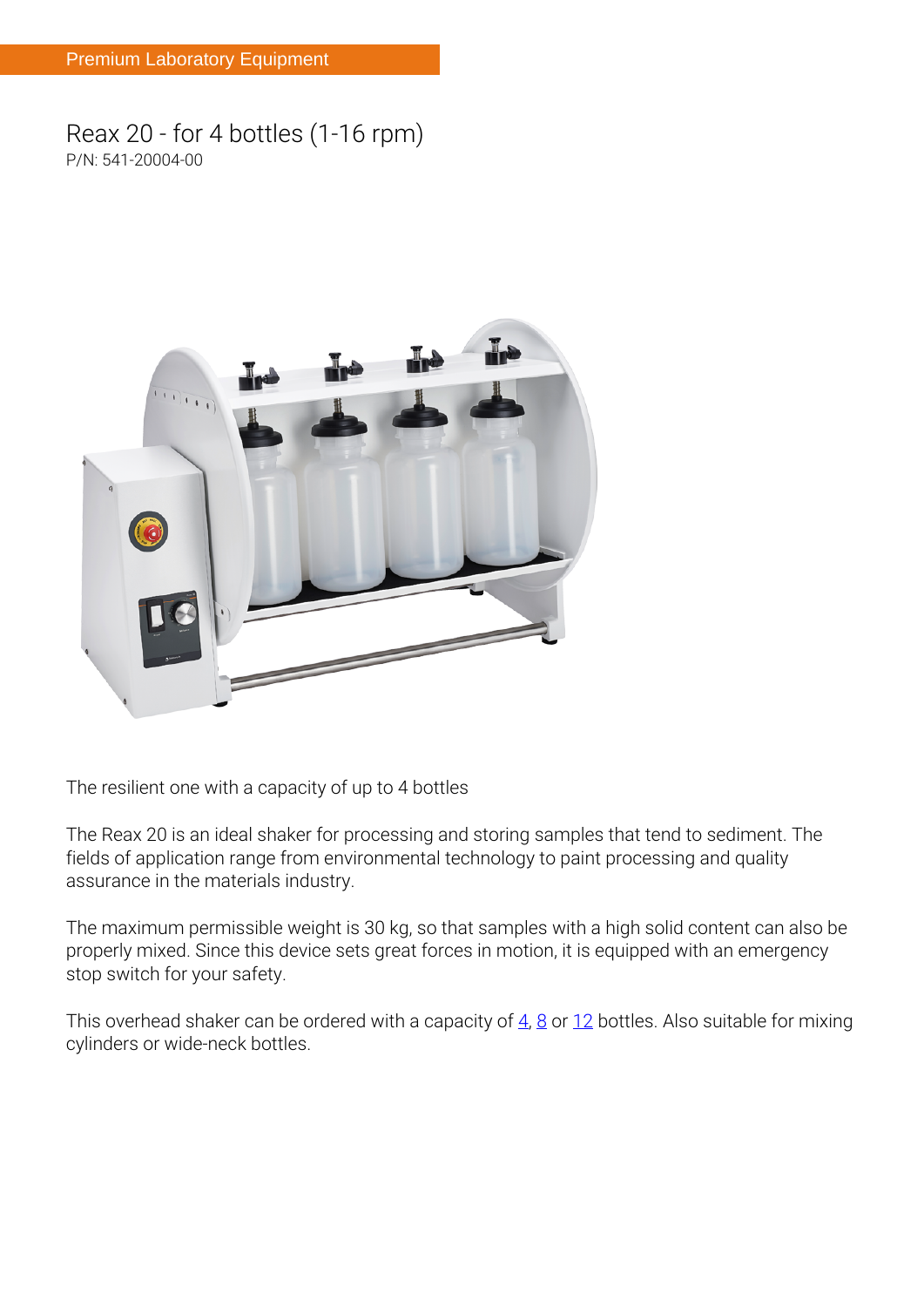Premium Laboratory Equipment

# Reax 20 - for 4 bottles (1-16 rpm)

P/N: 541-20004-00

The resilient one with a capacity of up to 4 bottles

The Reax 20 is an ideal shaker for processing and storing samples that tend to sediment. The fields of application range from environmental technology to paint processing and quality assurance in the materials industry.

The maximum permissible weight is 30 kg, so that samples with a high solid content can also be properly mixed. Since this device sets great forces in motion, it is equipped with an emergency stop switch for your safety.

This overhead shaker can be ordered with a capacity of 4, 8 or 12 bottles. Also suitable for mixing cylinders or wide-neck bottles.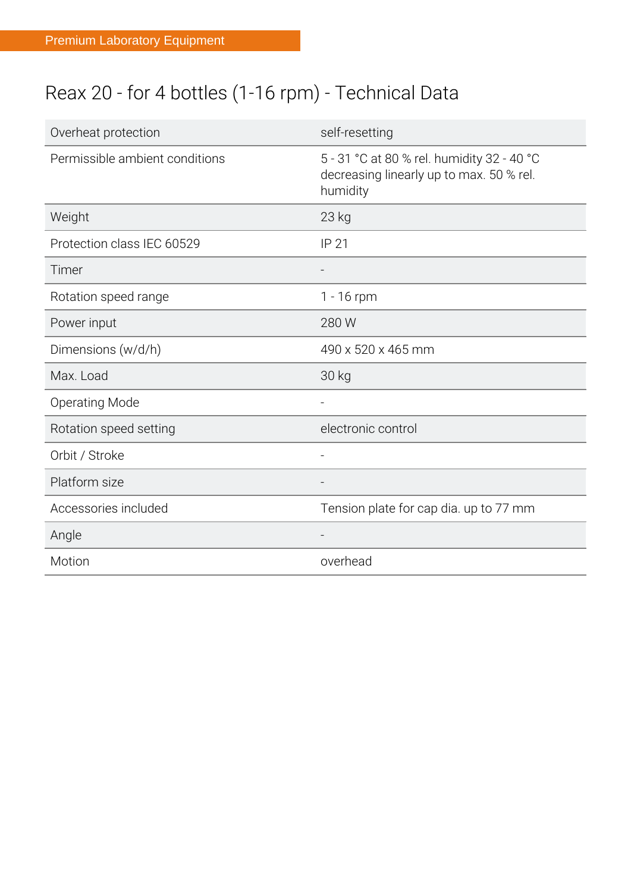# Reax 20 - for 4 bottles (1-16 rpm) - Technical Data

| | |
|---|---|
| Overheat protection | self-resetting |
| Permissible ambient conditions | 5 - 31 °C at 80 % rel. humidity 32 - 40 °C decreasing linearly up to max. 50 % rel. humidity |
| Weight | 23 kg |
| Protection class IEC 60529 | IP 21 |
| Timer | - |
| Rotation speed range | 1 - 16 rpm |
| Power input | 280 W |
| Dimensions (w/d/h) | 490 x 520 x 465 mm |
| Max. Load | 30 kg |
| Operating Mode | - |
| Rotation speed setting | electronic control |
| Orbit / Stroke | - |
| Platform size | - |
| Accessories included | Tension plate for cap dia. up to 77 mm |
| Angle | - |
| Motion | overhead |